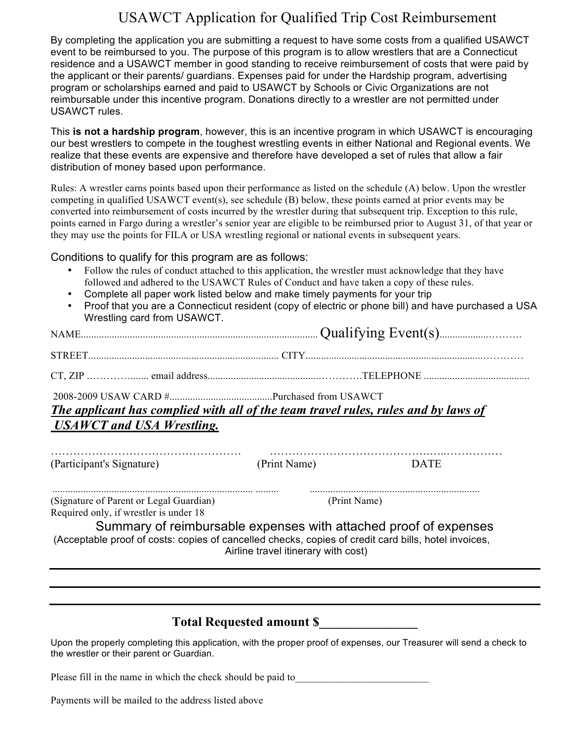# USAWCT Application for Qualified Trip Cost Reimbursement

By completing the application you are submitting a request to have some costs from a qualified USAWCT event to be reimbursed to you. The purpose of this program is to allow wrestlers that are a Connecticut residence and a USAWCT member in good standing to receive reimbursement of costs that were paid by the applicant or their parents/ guardians. Expenses paid for under the Hardship program, advertising program or scholarships earned and paid to USAWCT by Schools or Civic Organizations are not reimbursable under this incentive program. Donations directly to a wrestler are not permitted under USAWCT rules.

This **is not a hardship program**, however, this is an incentive program in which USAWCT is encouraging our best wrestlers to compete in the toughest wrestling events in either National and Regional events. We realize that these events are expensive and therefore have developed a set of rules that allow a fair distribution of money based upon performance.

Rules: A wrestler earns points based upon their performance as listed on the schedule (A) below. Upon the wrestler competing in qualified USAWCT event(s), see schedule (B) below, these points earned at prior events may be converted into reimbursement of costs incurred by the wrestler during that subsequent trip. Exception to this rule, points earned in Fargo during a wrestler's senior year are eligible to be reimbursed prior to August 31, of that year or they may use the points for FILA or USA wrestling regional or national events in subsequent years.

Conditions to qualify for this program are as follows:

- Follow the rules of conduct attached to this application, the wrestler must acknowledge that they have followed and adhered to the USAWCT Rules of Conduct and have taken a copy of these rules.
- Complete all paper work listed below and make timely payments for your trip
- Proof that you are a Connecticut resident (copy of electric or phone bill) and have purchased a USA Wrestling card from USAWCT.

NAME........................................................................................... Qualifying Event(s)...........................

STREET.......................................................................... CITY.................................................................................

CT, ZIP .................. email address......................................................TELEPHONE .........................................

2008-2009 USAW CARD #........................................Purchased from USAWCT

***The applicant has complied with all of the team travel rules, rules and by laws of USAWCT and USA Wrestling.***

…………………………………………… ……………………………………………………………

(Participant's Signature) (Print Name) DATE

............................................................................................ ..................................................................

(Signature of Parent or Legal Guardian) (Print Name)

Required only, if wrestler is under 18

## Summary of reimbursable expenses with attached proof of expenses

(Acceptable proof of costs: copies of cancelled checks, copies of credit card bills, hotel invoices, Airline travel itinerary with cost)

______________________________________________________________________

______________________________________________________________________

______________________________________________________________________

**Total Requested amount $_______________**

Upon the properly completing this application, with the proper proof of expenses, our Treasurer will send a check to the wrestler or their parent or Guardian.

Please fill in the name in which the check should be paid to__________________________

Payments will be mailed to the address listed above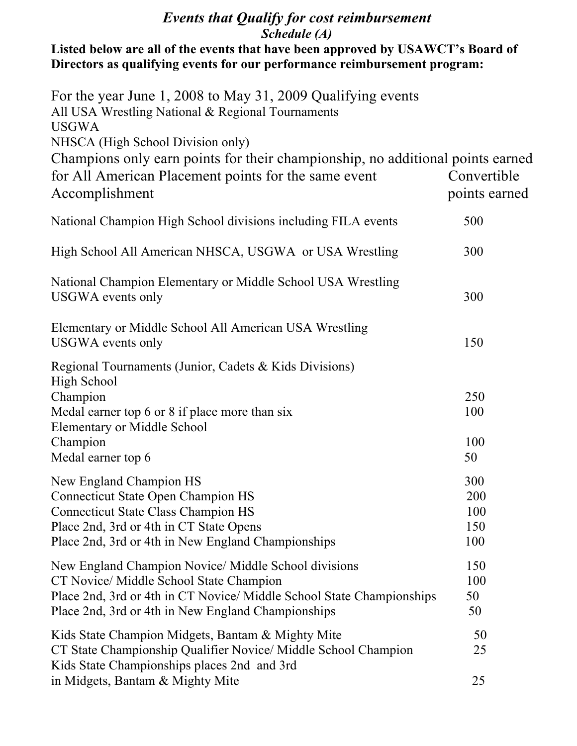# *Events that Qualify for cost reimbursement*

### *Schedule (A)*

**Listed below are all of the events that have been approved by USAWCT's Board of Directors as qualifying events for our performance reimbursement program:**

For the year June 1, 2008 to May 31, 2009 Qualifying events

All USA Wrestling National & Regional Tournaments
USGWA
NHSCA (High School Division only)

Champions only earn points for their championship, no additional points earned for All American Placement points for the same event

| Accomplishment | Convertible points earned |
|---|---|
| National Champion High School divisions including FILA events | 500 |
| High School All American NHSCA, USGWA or USA Wrestling | 300 |
| National Champion Elementary or Middle School USA Wrestling USGWA events only | 300 |
| Elementary or Middle School All American USA Wrestling USGWA events only | 150 |
| Regional Tournaments (Junior, Cadets & Kids Divisions) | |
| High School | |
| Champion | 250 |
| Medal earner top 6 or 8 if place more than six | 100 |
| Elementary or Middle School | |
| Champion | 100 |
| Medal earner top 6 | 50 |
| New England Champion HS | 300 |
| Connecticut State Open Champion HS | 200 |
| Connecticut State Class Champion HS | 100 |
| Place 2nd, 3rd or 4th in CT State Opens | 150 |
| Place 2nd, 3rd or 4th in New England Championships | 100 |
| New England Champion Novice/ Middle School divisions | 150 |
| CT Novice/ Middle School State Champion | 100 |
| Place 2nd, 3rd or 4th in CT Novice/ Middle School State Championships | 50 |
| Place 2nd, 3rd or 4th in New England Championships | 50 |
| Kids State Champion Midgets, Bantam & Mighty Mite | 50 |
| CT State Championship Qualifier Novice/ Middle School Champion | 25 |
| Kids State Championships places 2nd and 3rd in Midgets, Bantam & Mighty Mite | 25 |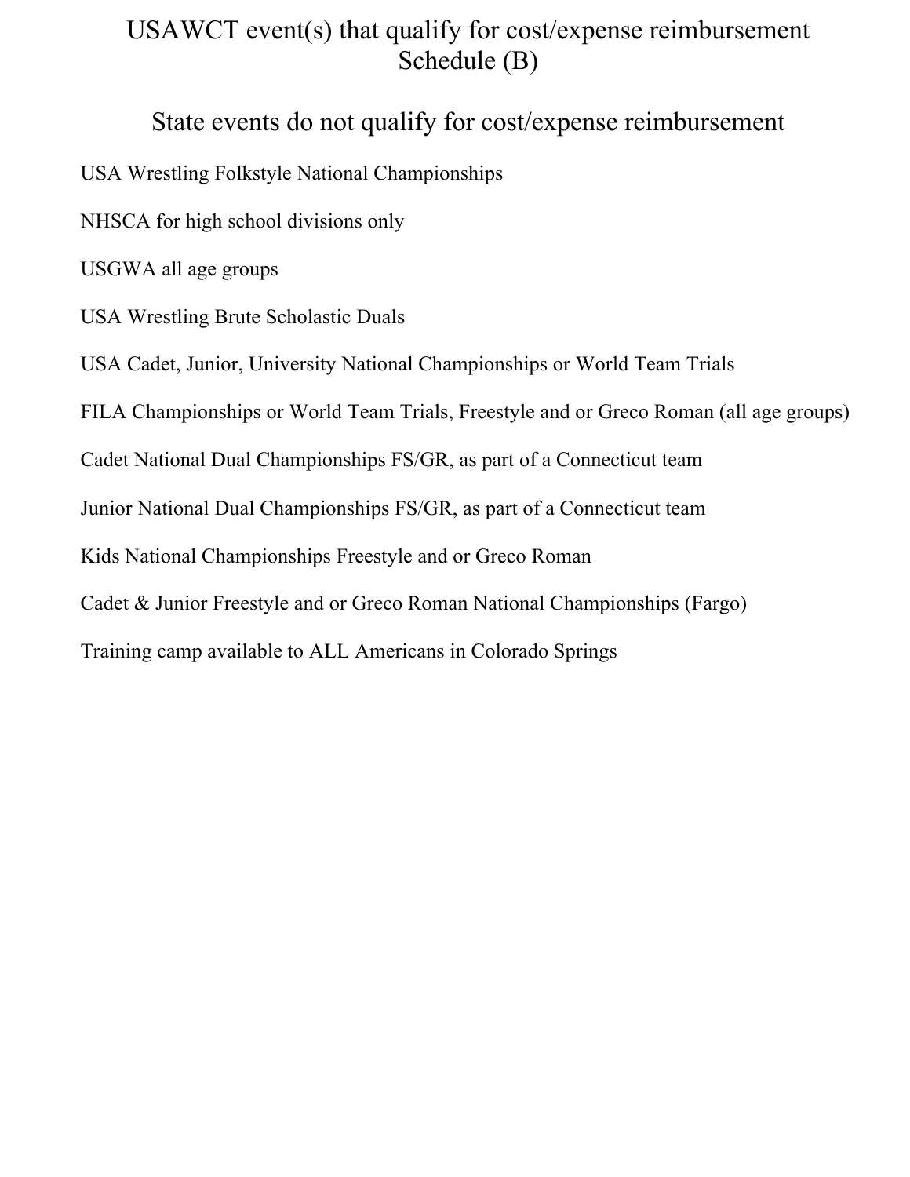# USAWCT event(s) that qualify for cost/expense reimbursement Schedule (B)

## State events do not qualify for cost/expense reimbursement

USA Wrestling Folkstyle National Championships

NHSCA for high school divisions only

USGWA all age groups

USA Wrestling Brute Scholastic Duals

USA Cadet, Junior, University National Championships or World Team Trials

FILA Championships or World Team Trials, Freestyle and or Greco Roman (all age groups)

Cadet National Dual Championships FS/GR, as part of a Connecticut team

Junior National Dual Championships FS/GR, as part of a Connecticut team

Kids National Championships Freestyle and or Greco Roman

Cadet & Junior Freestyle and or Greco Roman National Championships (Fargo)

Training camp available to ALL Americans in Colorado Springs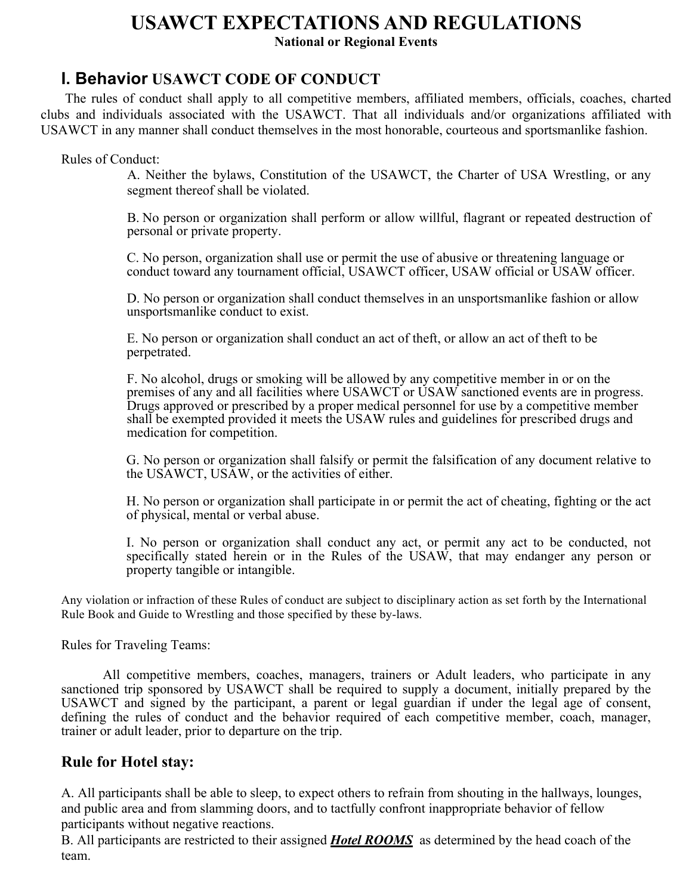# USAWCT EXPECTATIONS AND REGULATIONS

**National or Regional Events**

## I. Behavior USAWCT CODE OF CONDUCT

The rules of conduct shall apply to all competitive members, affiliated members, officials, coaches, charted clubs and individuals associated with the USAWCT. That all individuals and/or organizations affiliated with USAWCT in any manner shall conduct themselves in the most honorable, courteous and sportsmanlike fashion.

Rules of Conduct:

A. Neither the bylaws, Constitution of the USAWCT, the Charter of USA Wrestling, or any segment thereof shall be violated.

B. No person or organization shall perform or allow willful, flagrant or repeated destruction of personal or private property.

C. No person, organization shall use or permit the use of abusive or threatening language or conduct toward any tournament official, USAWCT officer, USAW official or USAW officer.

D. No person or organization shall conduct themselves in an unsportsmanlike fashion or allow unsportsmanlike conduct to exist.

E. No person or organization shall conduct an act of theft, or allow an act of theft to be perpetrated.

F. No alcohol, drugs or smoking will be allowed by any competitive member in or on the premises of any and all facilities where USAWCT or USAW sanctioned events are in progress. Drugs approved or prescribed by a proper medical personnel for use by a competitive member shall be exempted provided it meets the USAW rules and guidelines for prescribed drugs and medication for competition.

G. No person or organization shall falsify or permit the falsification of any document relative to the USAWCT, USAW, or the activities of either.

H. No person or organization shall participate in or permit the act of cheating, fighting or the act of physical, mental or verbal abuse.

I. No person or organization shall conduct any act, or permit any act to be conducted, not specifically stated herein or in the Rules of the USAW, that may endanger any person or property tangible or intangible.

Any violation or infraction of these Rules of conduct are subject to disciplinary action as set forth by the International Rule Book and Guide to Wrestling and those specified by these by-laws.

Rules for Traveling Teams:

All competitive members, coaches, managers, trainers or Adult leaders, who participate in any sanctioned trip sponsored by USAWCT shall be required to supply a document, initially prepared by the USAWCT and signed by the participant, a parent or legal guardian if under the legal age of consent, defining the rules of conduct and the behavior required of each competitive member, coach, manager, trainer or adult leader, prior to departure on the trip.

### Rule for Hotel stay:

A. All participants shall be able to sleep, to expect others to refrain from shouting in the hallways, lounges, and public area and from slamming doors, and to tactfully confront inappropriate behavior of fellow participants without negative reactions.

B. All participants are restricted to their assigned ***Hotel ROOMS*** as determined by the head coach of the team.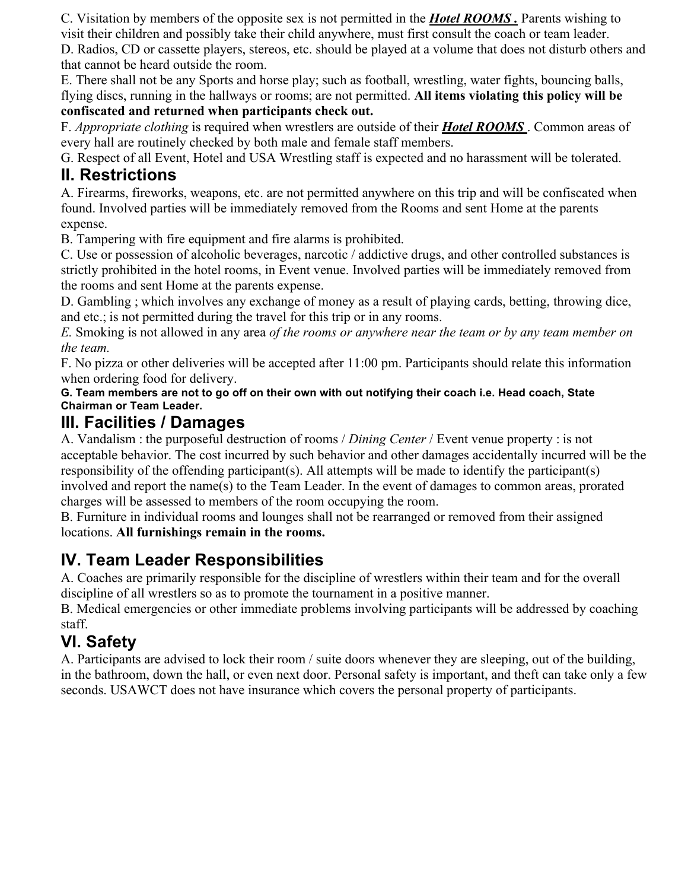C. Visitation by members of the opposite sex is not permitted in the ***Hotel ROOMS .*** Parents wishing to visit their children and possibly take their child anywhere, must first consult the coach or team leader.

D. Radios, CD or cassette players, stereos, etc. should be played at a volume that does not disturb others and that cannot be heard outside the room.

E. There shall not be any Sports and horse play; such as football, wrestling, water fights, bouncing balls, flying discs, running in the hallways or rooms; are not permitted. **All items violating this policy will be confiscated and returned when participants check out.**

F. *Appropriate clothing* is required when wrestlers are outside of their ***Hotel ROOMS*** . Common areas of every hall are routinely checked by both male and female staff members.

G. Respect of all Event, Hotel and USA Wrestling staff is expected and no harassment will be tolerated.

## II. Restrictions

A. Firearms, fireworks, weapons, etc. are not permitted anywhere on this trip and will be confiscated when found. Involved parties will be immediately removed from the Rooms and sent Home at the parents expense.

B. Tampering with fire equipment and fire alarms is prohibited.

C. Use or possession of alcoholic beverages, narcotic / addictive drugs, and other controlled substances is strictly prohibited in the hotel rooms, in Event venue. Involved parties will be immediately removed from the rooms and sent Home at the parents expense.

D. Gambling ; which involves any exchange of money as a result of playing cards, betting, throwing dice, and etc.; is not permitted during the travel for this trip or in any rooms.

*E.* Smoking is not allowed in any area *of the rooms or anywhere near the team or by any team member on the team.*

F. No pizza or other deliveries will be accepted after 11:00 pm. Participants should relate this information when ordering food for delivery.

**G. Team members are not to go off on their own with out notifying their coach i.e. Head coach, State Chairman or Team Leader.**

## III. Facilities / Damages

A. Vandalism : the purposeful destruction of rooms / *Dining Center* / Event venue property : is not acceptable behavior. The cost incurred by such behavior and other damages accidentally incurred will be the responsibility of the offending participant(s). All attempts will be made to identify the participant(s) involved and report the name(s) to the Team Leader. In the event of damages to common areas, prorated charges will be assessed to members of the room occupying the room.

B. Furniture in individual rooms and lounges shall not be rearranged or removed from their assigned locations. **All furnishings remain in the rooms.**

## IV. Team Leader Responsibilities

A. Coaches are primarily responsible for the discipline of wrestlers within their team and for the overall discipline of all wrestlers so as to promote the tournament in a positive manner.

B. Medical emergencies or other immediate problems involving participants will be addressed by coaching staff.

## VI. Safety

A. Participants are advised to lock their room / suite doors whenever they are sleeping, out of the building, in the bathroom, down the hall, or even next door. Personal safety is important, and theft can take only a few seconds. USAWCT does not have insurance which covers the personal property of participants.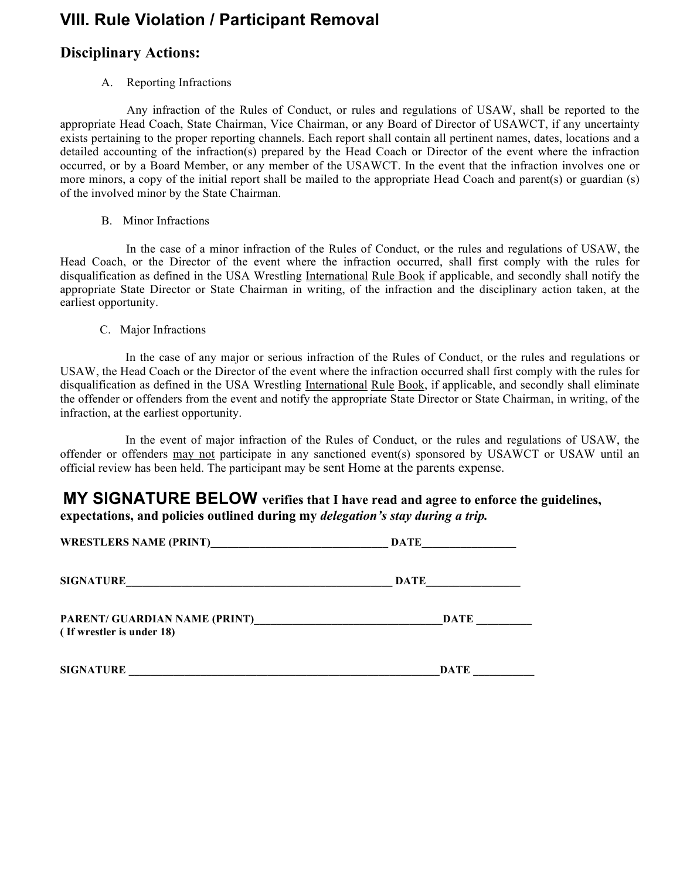## VIII. Rule Violation / Participant Removal

### Disciplinary Actions:

A. Reporting Infractions

Any infraction of the Rules of Conduct, or rules and regulations of USAW, shall be reported to the appropriate Head Coach, State Chairman, Vice Chairman, or any Board of Director of USAWCT, if any uncertainty exists pertaining to the proper reporting channels. Each report shall contain all pertinent names, dates, locations and a detailed accounting of the infraction(s) prepared by the Head Coach or Director of the event where the infraction occurred, or by a Board Member, or any member of the USAWCT. In the event that the infraction involves one or more minors, a copy of the initial report shall be mailed to the appropriate Head Coach and parent(s) or guardian (s) of the involved minor by the State Chairman.

B. Minor Infractions

In the case of a minor infraction of the Rules of Conduct, or the rules and regulations of USAW, the Head Coach, or the Director of the event where the infraction occurred, shall first comply with the rules for disqualification as defined in the USA Wrestling <u>International</u> <u>Rule Book</u> if applicable, and secondly shall notify the appropriate State Director or State Chairman in writing, of the infraction and the disciplinary action taken, at the earliest opportunity.

C. Major Infractions

In the case of any major or serious infraction of the Rules of Conduct, or the rules and regulations or USAW, the Head Coach or the Director of the event where the infraction occurred shall first comply with the rules for disqualification as defined in the USA Wrestling <u>International</u> <u>Rule</u> <u>Book</u>, if applicable, and secondly shall eliminate the offender or offenders from the event and notify the appropriate State Director or State Chairman, in writing, of the infraction, at the earliest opportunity.

In the event of major infraction of the Rules of Conduct, or the rules and regulations of USAW, the offender or offenders <u>may not</u> participate in any sanctioned event(s) sponsored by USAWCT or USAW until an official review has been held. The participant may be sent Home at the parents expense.

**MY SIGNATURE BELOW verifies that I have read and agree to enforce the guidelines, expectations, and policies outlined during my *delegation's stay during a trip.***

**WRESTLERS NAME (PRINT)_______________________________ DATE________________**

**SIGNATURE_______________________________________________ DATE________________**

**PARENT/ GUARDIAN NAME (PRINT)_________________________________DATE __________**
**( If wrestler is under 18)**

**SIGNATURE _______________________________________________________DATE ___________**